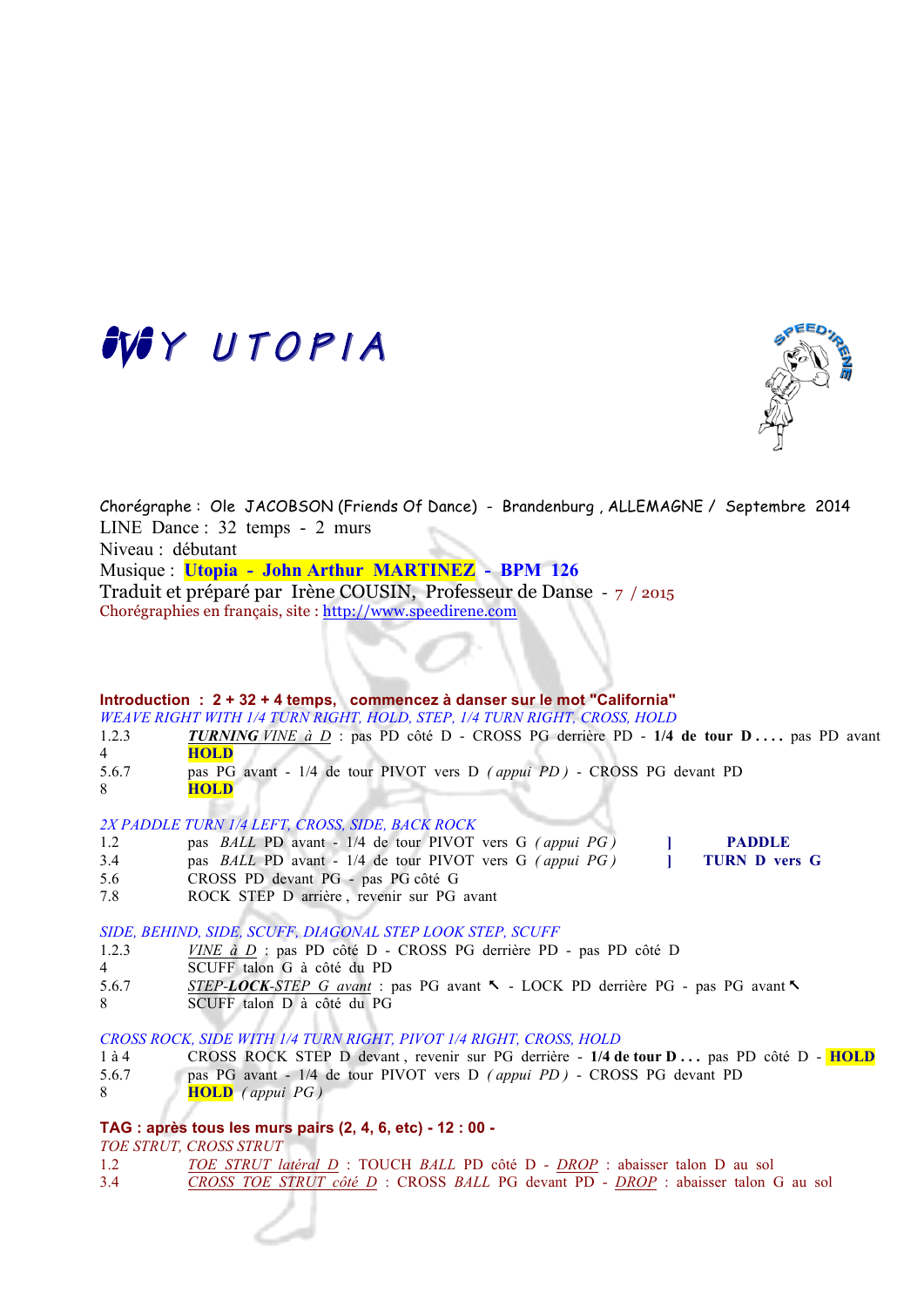# MY UTOPIA

Chorégraphe : Ole JACOBSON (Friends Of Dance) - Brandenburg , ALLEMAGNE / Septembre 2014
LINE Dance : 32 temps - 2 murs
Niveau : débutant
Musique : **Utopia - John Arthur MARTINEZ - BPM 126**
Traduit et préparé par Irène COUSIN, Professeur de Danse - 7 / 2015
Chorégraphies en français, site : http://www.speedirene.com

**Introduction : 2 + 32 + 4 temps, commencez à danser sur le mot "California"**

*WEAVE RIGHT WITH 1/4 TURN RIGHT, HOLD, STEP, 1/4 TURN RIGHT, CROSS, HOLD*

| | |
|---|---|
| 1.2.3 | ***TURNING** VINE à D* : pas PD côté D - CROSS PG derrière PD - **1/4 de tour D . . . .** pas PD avant |
| 4 | **HOLD** |
| 5.6.7 | pas PG avant - 1/4 de tour PIVOT vers D *( appui PD )* - CROSS PG devant PD |
| 8 | **HOLD** |

*2X PADDLE TURN 1/4 LEFT, CROSS, SIDE, BACK ROCK*

| | | |
|---|---|---|
| 1.2 | pas *BALL* PD avant - 1/4 de tour PIVOT vers G *( appui PG )* | ] **PADDLE** |
| 3.4 | pas *BALL* PD avant - 1/4 de tour PIVOT vers G *( appui PG )* | ] **TURN D vers G** |
| 5.6 | CROSS PD devant PG - pas PG côté G | |
| 7.8 | ROCK STEP D arrière , revenir sur PG avant | |

*SIDE, BEHIND, SIDE, SCUFF, DIAGONAL STEP LOOK STEP, SCUFF*

| | |
|---|---|
| 1.2.3 | *VINE à D* : pas PD côté D - CROSS PG derrière PD - pas PD côté D |
| 4 | SCUFF talon G à côté du PD |
| 5.6.7 | *STEP-**LOCK**-STEP G avant* : pas PG avant ↖ - LOCK PD derrière PG - pas PG avant ↖ |
| 8 | SCUFF talon D à côté du PG |

*CROSS ROCK, SIDE WITH 1/4 TURN RIGHT, PIVOT 1/4 RIGHT, CROSS, HOLD*

| | |
|---|---|
| 1 à 4 | CROSS ROCK STEP D devant , revenir sur PG derrière - **1/4 de tour D . . .** pas PD côté D - **HOLD** |
| 5.6.7 | pas PG avant - 1/4 de tour PIVOT vers D *( appui PD )* - CROSS PG devant PD |
| 8 | **HOLD** *( appui PG )* |

**TAG : après tous les murs pairs (2, 4, 6, etc) - 12 : 00 -**

*TOE STRUT, CROSS STRUT*

| | |
|---|---|
| 1.2 | *TOE STRUT latéral D* : TOUCH *BALL* PD côté D - *DROP* : abaisser talon D au sol |
| 3.4 | *CROSS TOE STRUT côté D* : CROSS *BALL* PG devant PD - *DROP* : abaisser talon G au sol |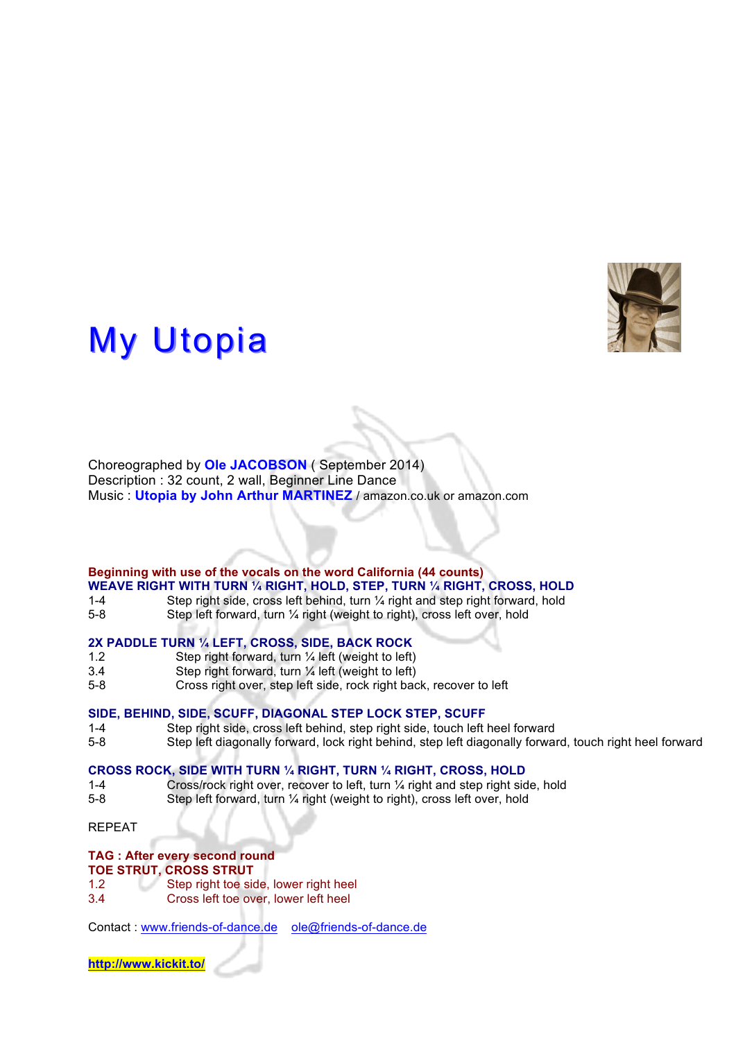# My Utopia

Choreographed by **Ole JACOBSON** ( September 2014)
Description : 32 count, 2 wall, Beginner Line Dance
Music : **Utopia by John Arthur MARTINEZ** / amazon.co.uk or amazon.com

**Beginning with use of the vocals on the word California (44 counts)**

**WEAVE RIGHT WITH TURN ¼ RIGHT, HOLD, STEP, TURN ¼ RIGHT, CROSS, HOLD**

| | |
|---|---|
| 1-4 | Step right side, cross left behind, turn ¼ right and step right forward, hold |
| 5-8 | Step left forward, turn ¼ right (weight to right), cross left over, hold |

**2X PADDLE TURN ¼ LEFT, CROSS, SIDE, BACK ROCK**

| | |
|---|---|
| 1.2 | Step right forward, turn ¼ left (weight to left) |
| 3.4 | Step right forward, turn ¼ left (weight to left) |
| 5-8 | Cross right over, step left side, rock right back, recover to left |

**SIDE, BEHIND, SIDE, SCUFF, DIAGONAL STEP LOCK STEP, SCUFF**

| | |
|---|---|
| 1-4 | Step right side, cross left behind, step right side, touch left heel forward |
| 5-8 | Step left diagonally forward, lock right behind, step left diagonally forward, touch right heel forward |

**CROSS ROCK, SIDE WITH TURN ¼ RIGHT, TURN ¼ RIGHT, CROSS, HOLD**

| | |
|---|---|
| 1-4 | Cross/rock right over, recover to left, turn ¼ right and step right side, hold |
| 5-8 | Step left forward, turn ¼ right (weight to right), cross left over, hold |

REPEAT

**TAG : After every second round**
**TOE STRUT, CROSS STRUT**

| | |
|---|---|
| 1.2 | Step right toe side, lower right heel |
| 3.4 | Cross left toe over, lower left heel |

Contact : www.friends-of-dance.de ole@friends-of-dance.de

**http://www.kickit.to/**